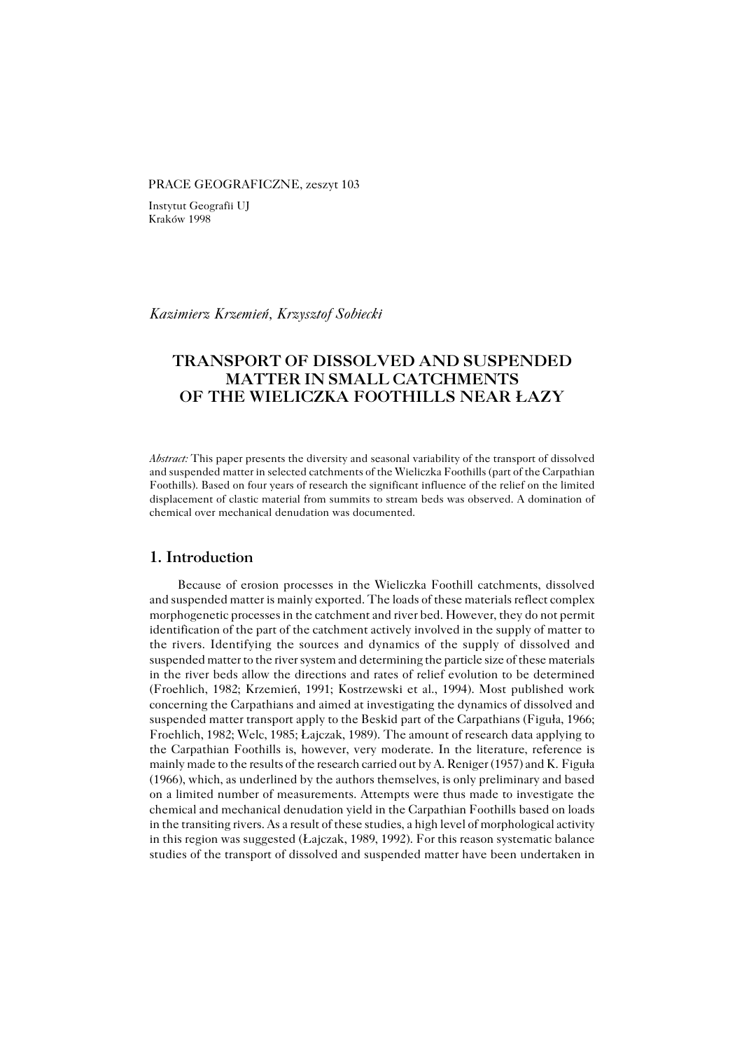PRACE GEOGRAFICZNE, zeszyt 103

Instytut Geografii UJ
Kraków 1998

*Kazimierz Krzemień, Krzysztof Sobiecki*

# TRANSPORT OF DISSOLVED AND SUSPENDED MATTER IN SMALL CATCHMENTS OF THE WIELICZKA FOOTHILLS NEAR ŁAZY

*Abstract:* This paper presents the diversity and seasonal variability of the transport of dissolved and suspended matter in selected catchments of the Wieliczka Foothills (part of the Carpathian Foothills). Based on four years of research the significant influence of the relief on the limited displacement of clastic material from summits to stream beds was observed. A domination of chemical over mechanical denudation was documented.

## 1. Introduction

Because of erosion processes in the Wieliczka Foothill catchments, dissolved and suspended matter is mainly exported. The loads of these materials reflect complex morphogenetic processes in the catchment and river bed. However, they do not permit identification of the part of the catchment actively involved in the supply of matter to the rivers. Identifying the sources and dynamics of the supply of dissolved and suspended matter to the river system and determining the particle size of these materials in the river beds allow the directions and rates of relief evolution to be determined (Froehlich, 1982; Krzemień, 1991; Kostrzewski et al., 1994). Most published work concerning the Carpathians and aimed at investigating the dynamics of dissolved and suspended matter transport apply to the Beskid part of the Carpathians (Figuła, 1966; Froehlich, 1982; Welc, 1985; Łajczak, 1989). The amount of research data applying to the Carpathian Foothills is, however, very moderate. In the literature, reference is mainly made to the results of the research carried out by A. Reniger (1957) and K. Figuła (1966), which, as underlined by the authors themselves, is only preliminary and based on a limited number of measurements. Attempts were thus made to investigate the chemical and mechanical denudation yield in the Carpathian Foothills based on loads in the transiting rivers. As a result of these studies, a high level of morphological activity in this region was suggested (Łajczak, 1989, 1992). For this reason systematic balance studies of the transport of dissolved and suspended matter have been undertaken in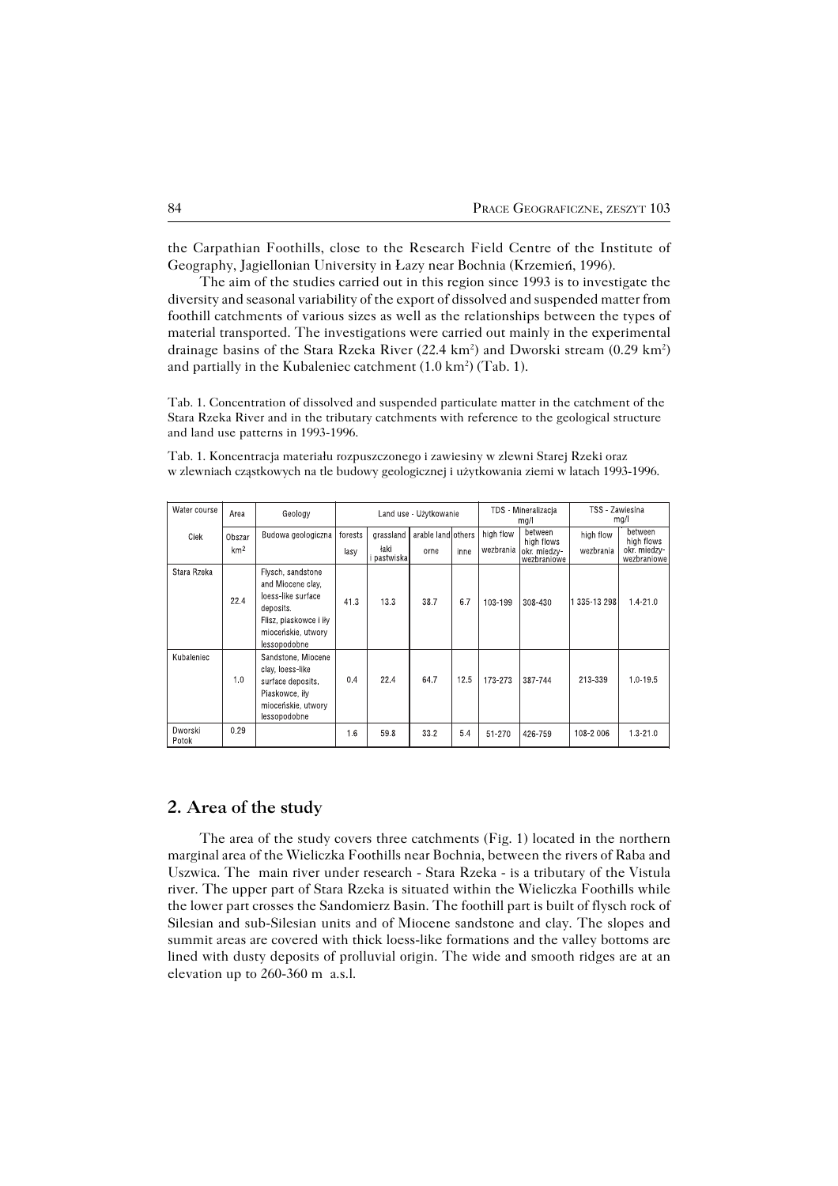the Carpathian Foothills, close to the Research Field Centre of the Institute of Geography, Jagiellonian University in Łazy near Bochnia (Krzemień, 1996).

The aim of the studies carried out in this region since 1993 is to investigate the diversity and seasonal variability of the export of dissolved and suspended matter from foothill catchments of various sizes as well as the relationships between the types of material transported. The investigations were carried out mainly in the experimental drainage basins of the Stara Rzeka River (22.4 km$^2$) and Dworski stream (0.29 km$^2$) and partially in the Kubaleniec catchment (1.0 km$^2$) (Tab. 1).

Tab. 1. Concentration of dissolved and suspended particulate matter in the catchment of the Stara Rzeka River and in the tributary catchments with reference to the geological structure and land use patterns in 1993-1996.

Tab. 1. Koncentracja materiału rozpuszczonego i zawiesiny w zlewni Starej Rzeki oraz w zlewniach cząstkowych na tle budowy geologicznej i użytkowania ziemi w latach 1993-1996.

| Water course | Area | Geology | Land use - Użytkowanie | | | | TDS - Mineralizacja mg/l | | TSS - Zawiesina mg/l | |
|---|---|---|---|---|---|---|---|---|---|---|
| Ciek | Obszar km$^2$ | Budowa geologiczna | forests lasy | grassland łąki i pastwiska | arable land orne | others inne | high flow wezbrania | between high flows okr. miedzy-wezbraniowe | high flow wezbrania | between high flows okr. miedzy-wezbraniowe |
| Stara Rzeka | 22.4 | Flysch, sandstone and Miocene clay, loess-like surface deposits. Flisz, piaskowce i iły mioceńskie, utwory lessopodobne | 41.3 | 13.3 | 38.7 | 6.7 | 103-199 | 308-430 | 1 335-13 298 | 1.4-21.0 |
| Kubaleniec | 1.0 | Sandstone, Miocene clay, loess-like surface deposits. Piaskowce, iły mioceńskie, utwory lessopodobne | 0.4 | 22.4 | 64.7 | 12.5 | 173-273 | 387-744 | 213-339 | 1.0-19.5 |
| Dworski Potok | 0.29 | | 1.6 | 59.8 | 33.2 | 5.4 | 51-270 | 426-759 | 108-2 006 | 1.3-21.0 |

## 2. Area of the study

The area of the study covers three catchments (Fig. 1) located in the northern marginal area of the Wieliczka Foothills near Bochnia, between the rivers of Raba and Uszwica. The main river under research - Stara Rzeka - is a tributary of the Vistula river. The upper part of Stara Rzeka is situated within the Wieliczka Foothills while the lower part crosses the Sandomierz Basin. The foothill part is built of flysch rock of Silesian and sub-Silesian units and of Miocene sandstone and clay. The slopes and summit areas are covered with thick loess-like formations and the valley bottoms are lined with dusty deposits of prolluvial origin. The wide and smooth ridges are at an elevation up to 260-360 m a.s.l.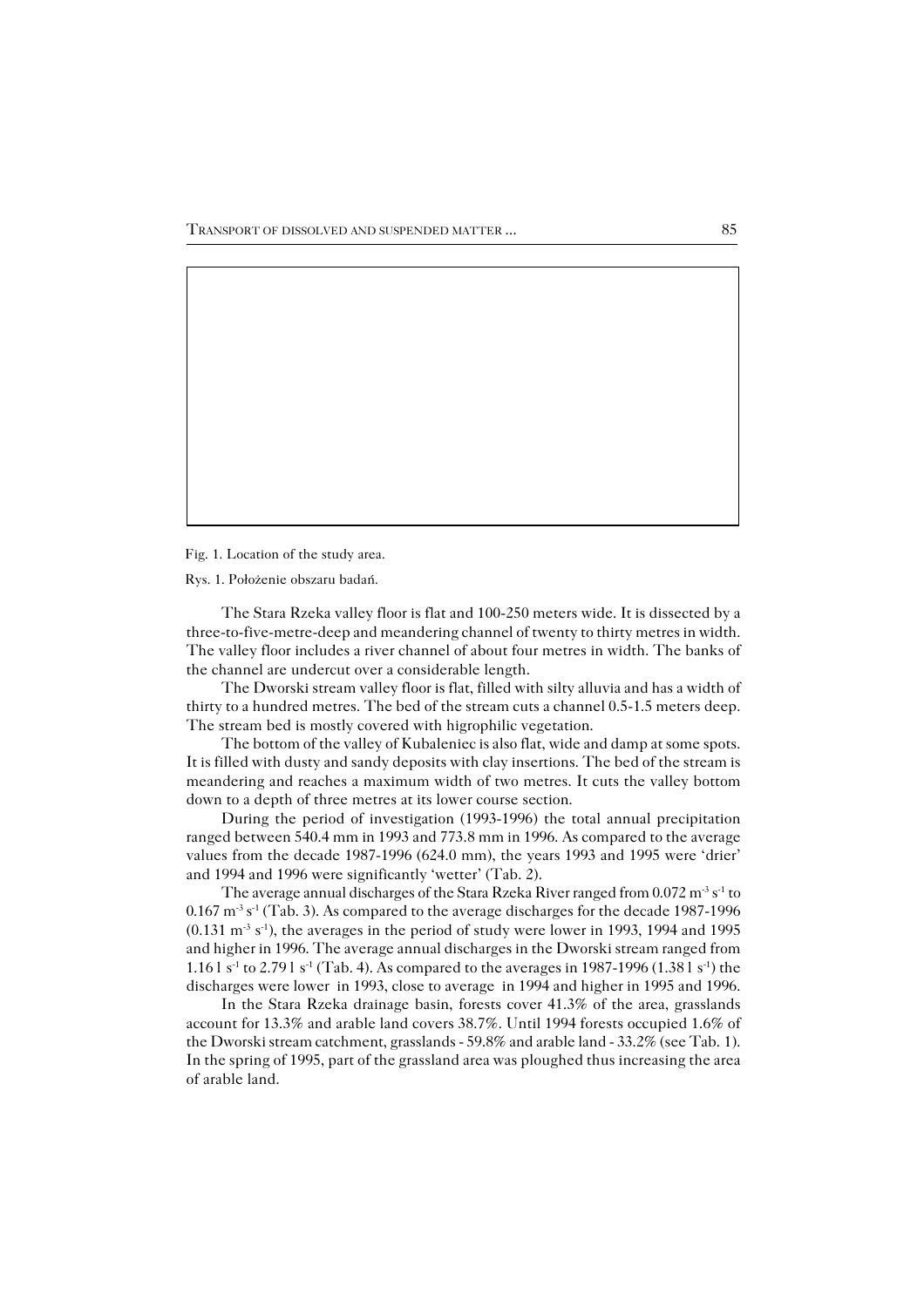Fig. 1. Location of the study area.

Rys. 1. Położenie obszaru badań.

The Stara Rzeka valley floor is flat and 100-250 meters wide. It is dissected by a three-to-five-metre-deep and meandering channel of twenty to thirty metres in width. The valley floor includes a river channel of about four metres in width. The banks of the channel are undercut over a considerable length.

The Dworski stream valley floor is flat, filled with silty alluvia and has a width of thirty to a hundred metres. The bed of the stream cuts a channel 0.5-1.5 meters deep. The stream bed is mostly covered with higrophilic vegetation.

The bottom of the valley of Kubaleniec is also flat, wide and damp at some spots. It is filled with dusty and sandy deposits with clay insertions. The bed of the stream is meandering and reaches a maximum width of two metres. It cuts the valley bottom down to a depth of three metres at its lower course section.

During the period of investigation (1993-1996) the total annual precipitation ranged between 540.4 mm in 1993 and 773.8 mm in 1996. As compared to the average values from the decade 1987-1996 (624.0 mm), the years 1993 and 1995 were 'drier' and 1994 and 1996 were significantly 'wetter' (Tab. 2).

The average annual discharges of the Stara Rzeka River ranged from 0.072 $m^{-3} s^{-1}$ to 0.167 $m^{-3} s^{-1}$ (Tab. 3). As compared to the average discharges for the decade 1987-1996 (0.131 $m^{-3} s^{-1}$), the averages in the period of study were lower in 1993, 1994 and 1995 and higher in 1996. The average annual discharges in the Dworski stream ranged from 1.16 l $s^{-1}$ to 2.79 l $s^{-1}$ (Tab. 4). As compared to the averages in 1987-1996 (1.38 l $s^{-1}$) the discharges were lower in 1993, close to average in 1994 and higher in 1995 and 1996.

In the Stara Rzeka drainage basin, forests cover 41.3% of the area, grasslands account for 13.3% and arable land covers 38.7%. Until 1994 forests occupied 1.6% of the Dworski stream catchment, grasslands - 59.8% and arable land - 33.2% (see Tab. 1). In the spring of 1995, part of the grassland area was ploughed thus increasing the area of arable land.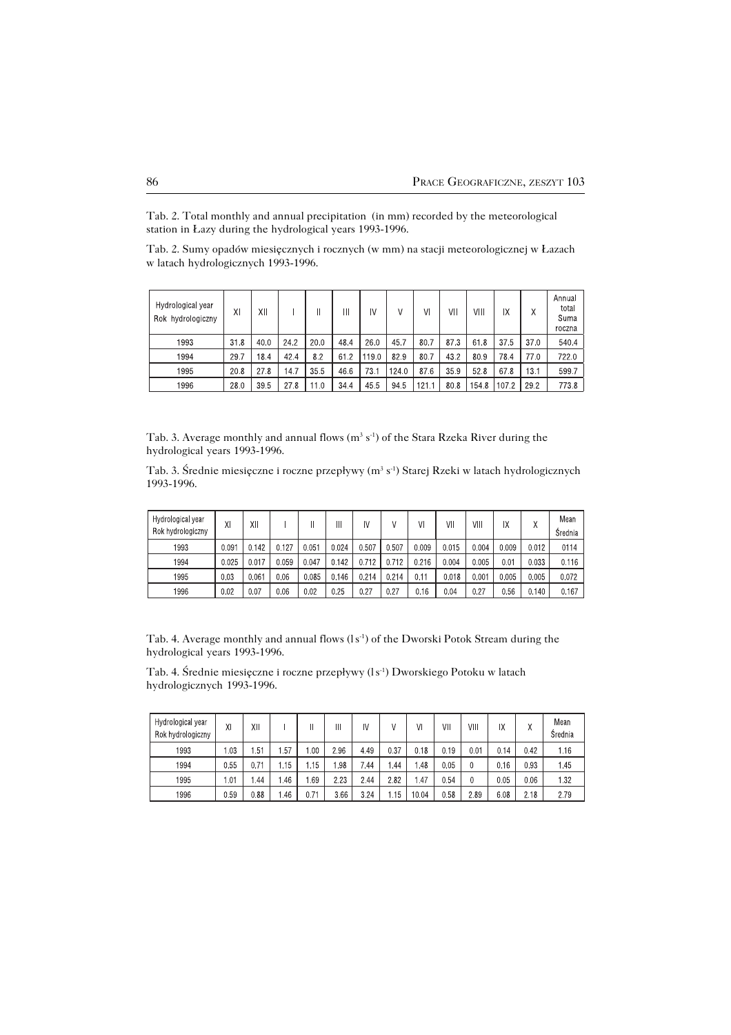Tab. 2. Total monthly and annual precipitation (in mm) recorded by the meteorological station in Łazy during the hydrological years 1993-1996.

Tab. 2. Sumy opadów miesięcznych i rocznych (w mm) na stacji meteorologicznej w Łazach w latach hydrologicznych 1993-1996.

| Hydrological year Rok hydrologiczny | XI | XII | I | II | III | IV | V | VI | VII | VIII | IX | X | Annual total Suma roczna |
|---|---|---|---|---|---|---|---|---|---|---|---|---|---|
| 1993 | 31.8 | 40.0 | 24.2 | 20.0 | 48.4 | 26.0 | 45.7 | 80.7 | 87.3 | 61.8 | 37.5 | 37.0 | 540.4 |
| 1994 | 29.7 | 18.4 | 42.4 | 8.2 | 61.2 | 119.0 | 82.9 | 80.7 | 43.2 | 80.9 | 78.4 | 77.0 | 722.0 |
| 1995 | 20.8 | 27.8 | 14.7 | 35.5 | 46.6 | 73.1 | 124.0 | 87.6 | 35.9 | 52.8 | 67.8 | 13.1 | 599.7 |
| 1996 | 28.0 | 39.5 | 27.8 | 11.0 | 34.4 | 45.5 | 94.5 | 121.1 | 80.8 | 154.8 | 107.2 | 29.2 | 773.8 |

Tab. 3. Average monthly and annual flows ($m^3 s^{-1}$) of the Stara Rzeka River during the hydrological years 1993-1996.

Tab. 3. Średnie miesięczne i roczne przepływy ($m^3 s^{-1}$) Starej Rzeki w latach hydrologicznych 1993-1996.

| Hydrological year Rok hydrologiczny | XI | XII | I | II | III | IV | V | VI | VII | VIII | IX | X | Mean Średnia |
|---|---|---|---|---|---|---|---|---|---|---|---|---|---|
| 1993 | 0.091 | 0.142 | 0.127 | 0.051 | 0.024 | 0.507 | 0.507 | 0.009 | 0.015 | 0.004 | 0.009 | 0.012 | 0114 |
| 1994 | 0.025 | 0.017 | 0.059 | 0.047 | 0.142 | 0.712 | 0.712 | 0.216 | 0.004 | 0.005 | 0.01 | 0.033 | 0.116 |
| 1995 | 0,03 | 0,061 | 0,06 | 0,085 | 0,146 | 0,214 | 0,214 | 0,11 | 0,018 | 0,001 | 0,005 | 0,005 | 0,072 |
| 1996 | 0,02 | 0,07 | 0,06 | 0,02 | 0,25 | 0,27 | 0,27 | 0,16 | 0,04 | 0,27 | 0,56 | 0,140 | 0,167 |

Tab. 4. Average monthly and annual flows ($l s^{-1}$) of the Dworski Potok Stream during the hydrological years 1993-1996.

Tab. 4. Średnie miesięczne i roczne przepływy ($l s^{-1}$) Dworskiego Potoku w latach hydrologicznych 1993-1996.

| Hydrological year Rok hydrologiczny | XI | XII | I | II | III | IV | V | VI | VII | VIII | IX | X | Mean Średnia |
|---|---|---|---|---|---|---|---|---|---|---|---|---|---|
| 1993 | 1.03 | 1.51 | 1.57 | 1.00 | 2.96 | 4.49 | 0.37 | 0.18 | 0.19 | 0.01 | 0.14 | 0.42 | 1.16 |
| 1994 | 0,55 | 0,71 | 1,15 | 1,15 | 1,98 | 7,44 | 1,44 | 1,48 | 0,05 | 0 | 0,16 | 0,93 | 1,45 |
| 1995 | 1.01 | 1.44 | 1.46 | 1.69 | 2.23 | 2.44 | 2.82 | 1.47 | 0.54 | 0 | 0.05 | 0.06 | 1.32 |
| 1996 | 0.59 | 0.88 | 1.46 | 0.71 | 3.66 | 3.24 | 1.15 | 10.04 | 0.58 | 2.89 | 6.08 | 2.18 | 2.79 |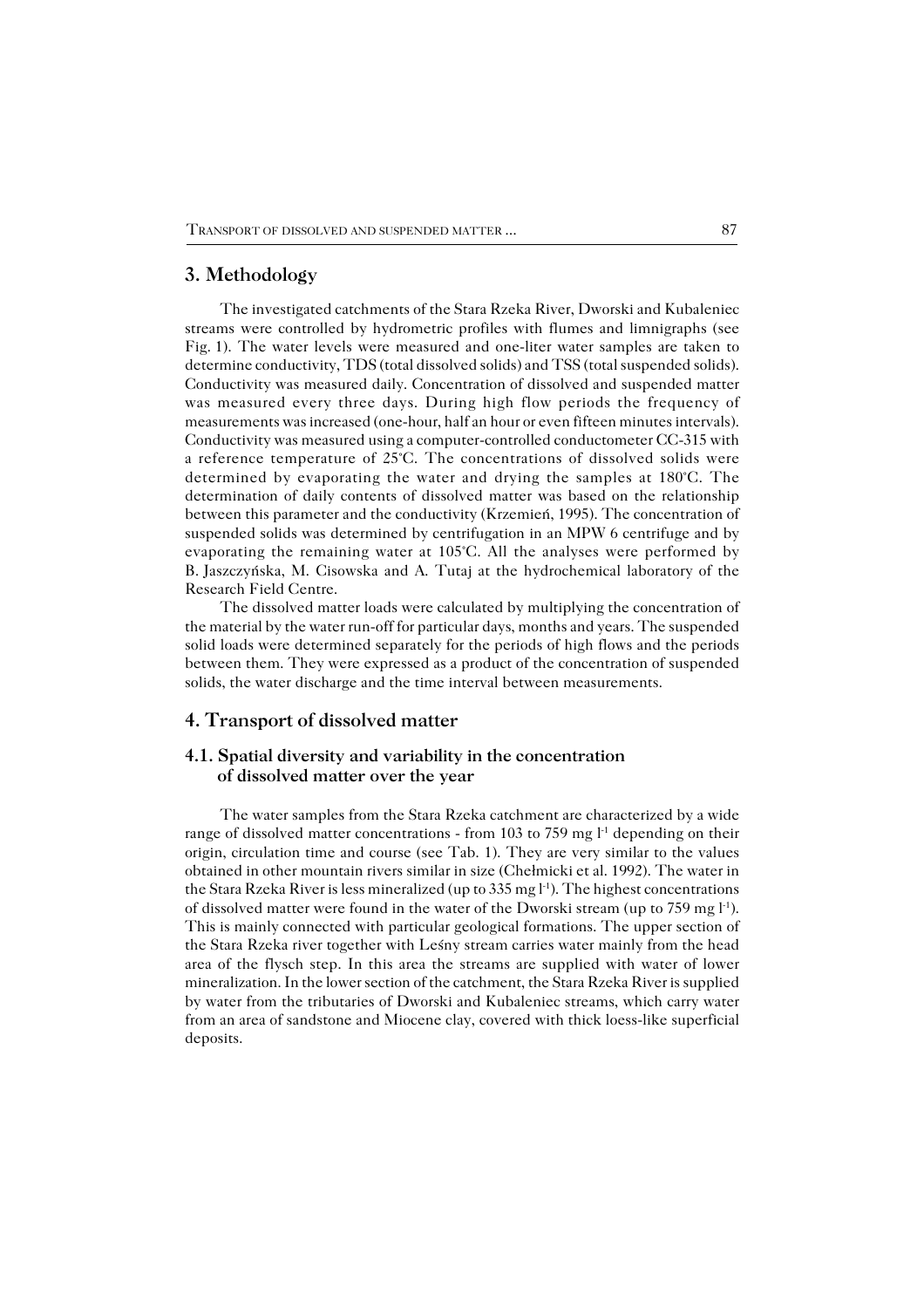## 3. Methodology

The investigated catchments of the Stara Rzeka River, Dworski and Kubaleniec streams were controlled by hydrometric profiles with flumes and limnigraphs (see Fig. 1). The water levels were measured and one-liter water samples are taken to determine conductivity, TDS (total dissolved solids) and TSS (total suspended solids). Conductivity was measured daily. Concentration of dissolved and suspended matter was measured every three days. During high flow periods the frequency of measurements was increased (one-hour, half an hour or even fifteen minutes intervals). Conductivity was measured using a computer-controlled conductometer CC-315 with a reference temperature of 25°C. The concentrations of dissolved solids were determined by evaporating the water and drying the samples at 180°C. The determination of daily contents of dissolved matter was based on the relationship between this parameter and the conductivity (Krzemień, 1995). The concentration of suspended solids was determined by centrifugation in an MPW 6 centrifuge and by evaporating the remaining water at 105°C. All the analyses were performed by B. Jaszczyńska, M. Cisowska and A. Tutaj at the hydrochemical laboratory of the Research Field Centre.

The dissolved matter loads were calculated by multiplying the concentration of the material by the water run-off for particular days, months and years. The suspended solid loads were determined separately for the periods of high flows and the periods between them. They were expressed as a product of the concentration of suspended solids, the water discharge and the time interval between measurements.

## 4. Transport of dissolved matter

### 4.1. Spatial diversity and variability in the concentration of dissolved matter over the year

The water samples from the Stara Rzeka catchment are characterized by a wide range of dissolved matter concentrations - from 103 to 759 mg $l^{-1}$ depending on their origin, circulation time and course (see Tab. 1). They are very similar to the values obtained in other mountain rivers similar in size (Chełmicki et al. 1992). The water in the Stara Rzeka River is less mineralized (up to 335 mg $l^{-1}$). The highest concentrations of dissolved matter were found in the water of the Dworski stream (up to 759 mg $l^{-1}$). This is mainly connected with particular geological formations. The upper section of the Stara Rzeka river together with Leśny stream carries water mainly from the head area of the flysch step. In this area the streams are supplied with water of lower mineralization. In the lower section of the catchment, the Stara Rzeka River is supplied by water from the tributaries of Dworski and Kubaleniec streams, which carry water from an area of sandstone and Miocene clay, covered with thick loess-like superficial deposits.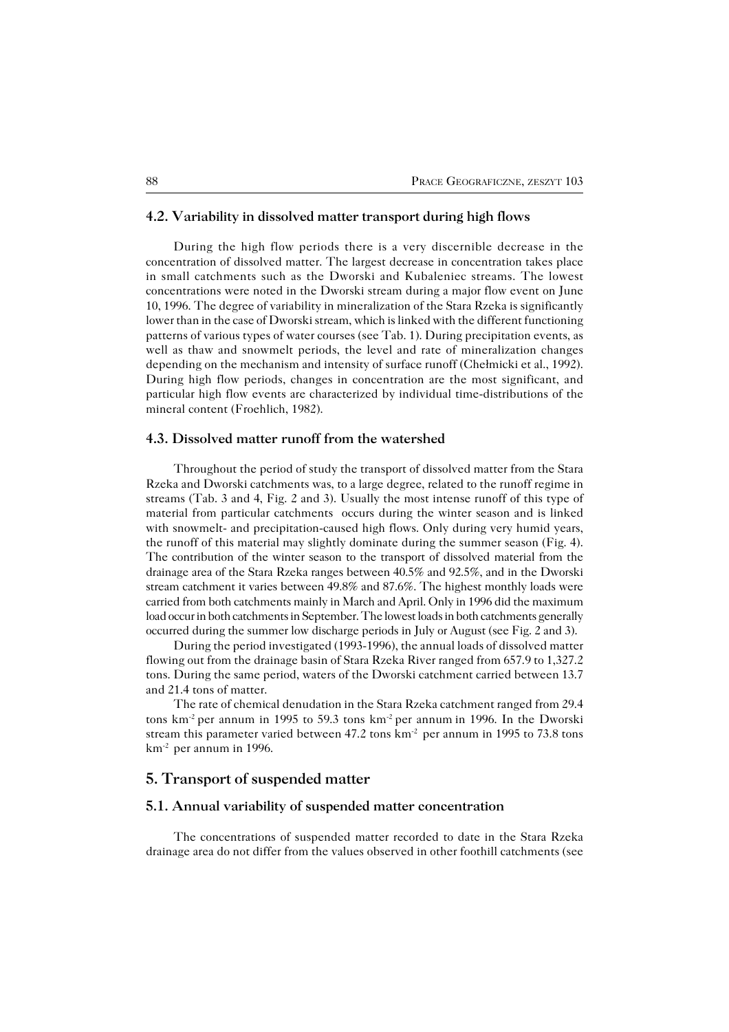### 4.2. Variability in dissolved matter transport during high flows

During the high flow periods there is a very discernible decrease in the concentration of dissolved matter. The largest decrease in concentration takes place in small catchments such as the Dworski and Kubaleniec streams. The lowest concentrations were noted in the Dworski stream during a major flow event on June 10, 1996. The degree of variability in mineralization of the Stara Rzeka is significantly lower than in the case of Dworski stream, which is linked with the different functioning patterns of various types of water courses (see Tab. 1). During precipitation events, as well as thaw and snowmelt periods, the level and rate of mineralization changes depending on the mechanism and intensity of surface runoff (Chełmicki et al., 1992). During high flow periods, changes in concentration are the most significant, and particular high flow events are characterized by individual time-distributions of the mineral content (Froehlich, 1982).

### 4.3. Dissolved matter runoff from the watershed

Throughout the period of study the transport of dissolved matter from the Stara Rzeka and Dworski catchments was, to a large degree, related to the runoff regime in streams (Tab. 3 and 4, Fig. 2 and 3). Usually the most intense runoff of this type of material from particular catchments occurs during the winter season and is linked with snowmelt- and precipitation-caused high flows. Only during very humid years, the runoff of this material may slightly dominate during the summer season (Fig. 4). The contribution of the winter season to the transport of dissolved material from the drainage area of the Stara Rzeka ranges between 40.5% and 92.5%, and in the Dworski stream catchment it varies between 49.8% and 87.6%. The highest monthly loads were carried from both catchments mainly in March and April. Only in 1996 did the maximum load occur in both catchments in September. The lowest loads in both catchments generally occurred during the summer low discharge periods in July or August (see Fig. 2 and 3).

During the period investigated (1993-1996), the annual loads of dissolved matter flowing out from the drainage basin of Stara Rzeka River ranged from 657.9 to 1,327.2 tons. During the same period, waters of the Dworski catchment carried between 13.7 and 21.4 tons of matter.

The rate of chemical denudation in the Stara Rzeka catchment ranged from 29.4 tons km$^{-2}$ per annum in 1995 to 59.3 tons km$^{-2}$ per annum in 1996. In the Dworski stream this parameter varied between 47.2 tons km$^{-2}$ per annum in 1995 to 73.8 tons km$^{-2}$ per annum in 1996.

## 5. Transport of suspended matter

### 5.1. Annual variability of suspended matter concentration

The concentrations of suspended matter recorded to date in the Stara Rzeka drainage area do not differ from the values observed in other foothill catchments (see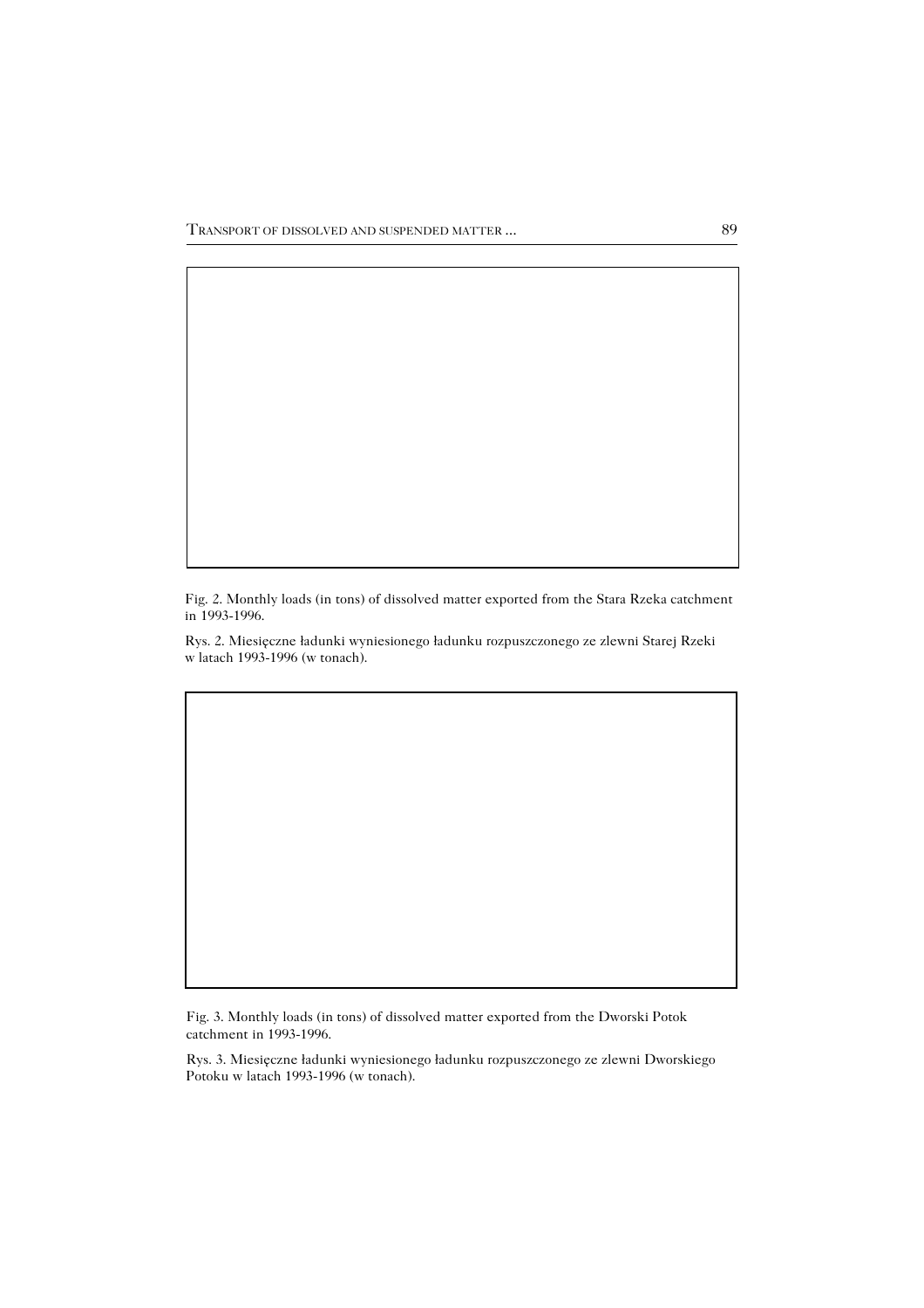Fig. 2. Monthly loads (in tons) of dissolved matter exported from the Stara Rzeka catchment in 1993-1996.

Rys. 2. Miesięczne ładunki wyniesionego ładunku rozpuszczonego ze zlewni Starej Rzeki w latach 1993-1996 (w tonach).

Fig. 3. Monthly loads (in tons) of dissolved matter exported from the Dworski Potok catchment in 1993-1996.

Rys. 3. Miesięczne ładunki wyniesionego ładunku rozpuszczonego ze zlewni Dworskiego Potoku w latach 1993-1996 (w tonach).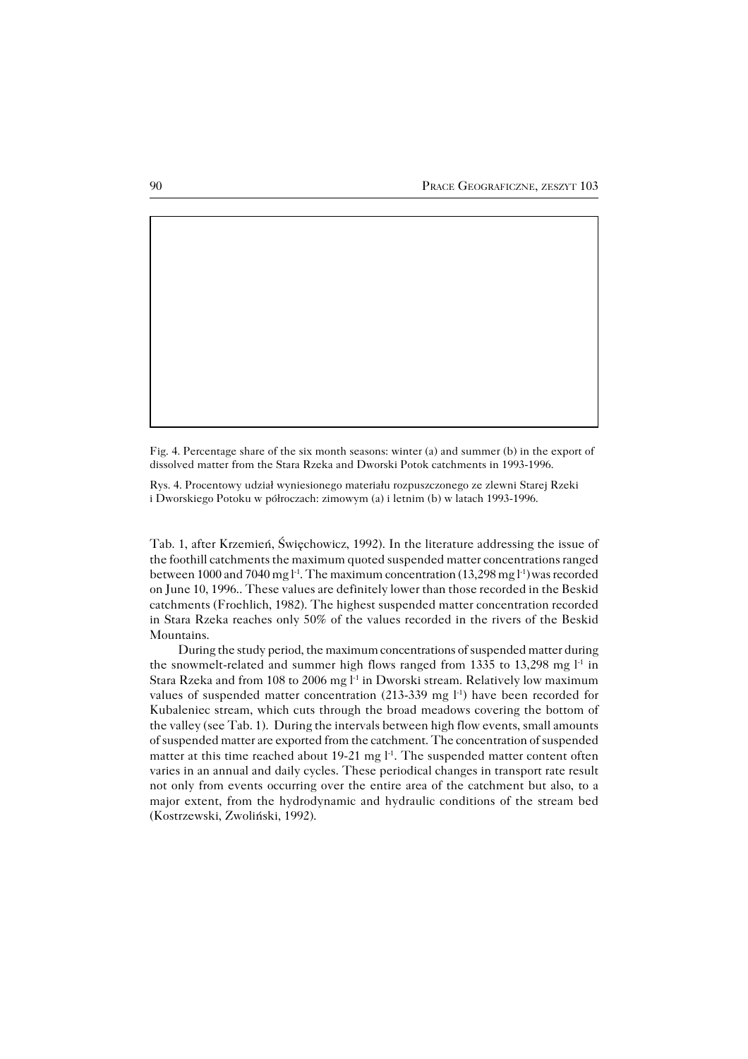Fig. 4. Percentage share of the six month seasons: winter (a) and summer (b) in the export of dissolved matter from the Stara Rzeka and Dworski Potok catchments in 1993-1996.

Rys. 4. Procentowy udział wyniesionego materiału rozpuszczonego ze zlewni Starej Rzeki i Dworskiego Potoku w półroczach: zimowym (a) i letnim (b) w latach 1993-1996.

Tab. 1, after Krzemień, Święchowicz, 1992). In the literature addressing the issue of the foothill catchments the maximum quoted suspended matter concentrations ranged between 1000 and 7040 mg $l^{-1}$. The maximum concentration (13,298 mg $l^{-1}$) was recorded on June 10, 1996.. These values are definitely lower than those recorded in the Beskid catchments (Froehlich, 1982). The highest suspended matter concentration recorded in Stara Rzeka reaches only 50% of the values recorded in the rivers of the Beskid Mountains.

During the study period, the maximum concentrations of suspended matter during the snowmelt-related and summer high flows ranged from 1335 to 13,298 mg $l^{-1}$ in Stara Rzeka and from 108 to 2006 mg $l^{-1}$ in Dworski stream. Relatively low maximum values of suspended matter concentration (213-339 mg $l^{-1}$) have been recorded for Kubaleniec stream, which cuts through the broad meadows covering the bottom of the valley (see Tab. 1). During the intervals between high flow events, small amounts of suspended matter are exported from the catchment. The concentration of suspended matter at this time reached about 19-21 mg $l^{-1}$. The suspended matter content often varies in an annual and daily cycles. These periodical changes in transport rate result not only from events occurring over the entire area of the catchment but also, to a major extent, from the hydrodynamic and hydraulic conditions of the stream bed (Kostrzewski, Zwoliński, 1992).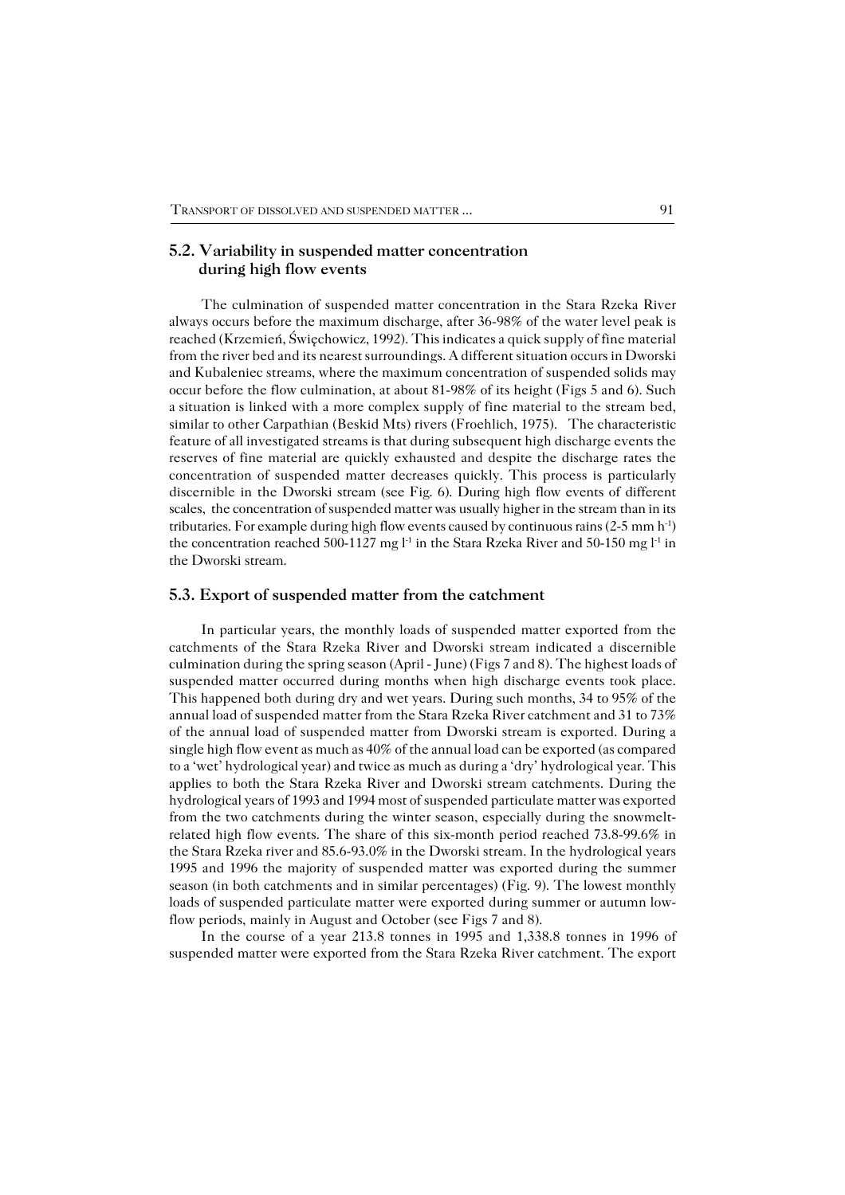## 5.2. Variability in suspended matter concentration during high flow events

The culmination of suspended matter concentration in the Stara Rzeka River always occurs before the maximum discharge, after 36-98% of the water level peak is reached (Krzemień, Święchowicz, 1992). This indicates a quick supply of fine material from the river bed and its nearest surroundings. A different situation occurs in Dworski and Kubaleniec streams, where the maximum concentration of suspended solids may occur before the flow culmination, at about 81-98% of its height (Figs 5 and 6). Such a situation is linked with a more complex supply of fine material to the stream bed, similar to other Carpathian (Beskid Mts) rivers (Froehlich, 1975). The characteristic feature of all investigated streams is that during subsequent high discharge events the reserves of fine material are quickly exhausted and despite the discharge rates the concentration of suspended matter decreases quickly. This process is particularly discernible in the Dworski stream (see Fig. 6). During high flow events of different scales, the concentration of suspended matter was usually higher in the stream than in its tributaries. For example during high flow events caused by continuous rains (2-5 mm $h^{-1}$) the concentration reached 500-1127 mg $l^{-1}$ in the Stara Rzeka River and 50-150 mg $l^{-1}$ in the Dworski stream.

## 5.3. Export of suspended matter from the catchment

In particular years, the monthly loads of suspended matter exported from the catchments of the Stara Rzeka River and Dworski stream indicated a discernible culmination during the spring season (April - June) (Figs 7 and 8). The highest loads of suspended matter occurred during months when high discharge events took place. This happened both during dry and wet years. During such months, 34 to 95% of the annual load of suspended matter from the Stara Rzeka River catchment and 31 to 73% of the annual load of suspended matter from Dworski stream is exported. During a single high flow event as much as 40% of the annual load can be exported (as compared to a 'wet' hydrological year) and twice as much as during a 'dry' hydrological year. This applies to both the Stara Rzeka River and Dworski stream catchments. During the hydrological years of 1993 and 1994 most of suspended particulate matter was exported from the two catchments during the winter season, especially during the snowmelt-related high flow events. The share of this six-month period reached 73.8-99.6% in the Stara Rzeka river and 85.6-93.0% in the Dworski stream. In the hydrological years 1995 and 1996 the majority of suspended matter was exported during the summer season (in both catchments and in similar percentages) (Fig. 9). The lowest monthly loads of suspended particulate matter were exported during summer or autumn low-flow periods, mainly in August and October (see Figs 7 and 8).

In the course of a year 213.8 tonnes in 1995 and 1,338.8 tonnes in 1996 of suspended matter were exported from the Stara Rzeka River catchment. The export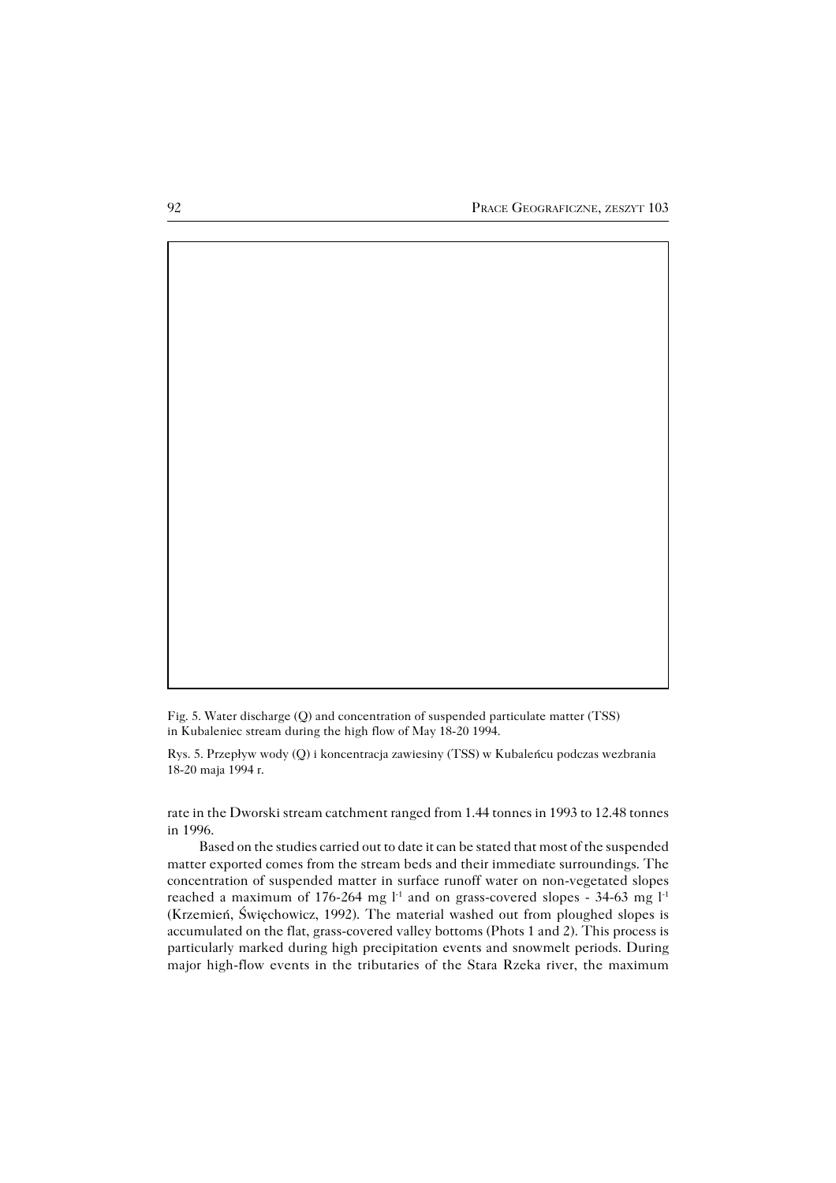Fig. 5. Water discharge (Q) and concentration of suspended particulate matter (TSS) in Kubaleniec stream during the high flow of May 18-20 1994.

Rys. 5. Przepływ wody (Q) i koncentracja zawiesiny (TSS) w Kubaleńcu podczas wezbrania 18-20 maja 1994 r.

rate in the Dworski stream catchment ranged from 1.44 tonnes in 1993 to 12.48 tonnes in 1996.

Based on the studies carried out to date it can be stated that most of the suspended matter exported comes from the stream beds and their immediate surroundings. The concentration of suspended matter in surface runoff water on non-vegetated slopes reached a maximum of 176-264 mg $l^{-1}$ and on grass-covered slopes - 34-63 mg $l^{-1}$ (Krzemień, Święchowicz, 1992). The material washed out from ploughed slopes is accumulated on the flat, grass-covered valley bottoms (Phots 1 and 2). This process is particularly marked during high precipitation events and snowmelt periods. During major high-flow events in the tributaries of the Stara Rzeka river, the maximum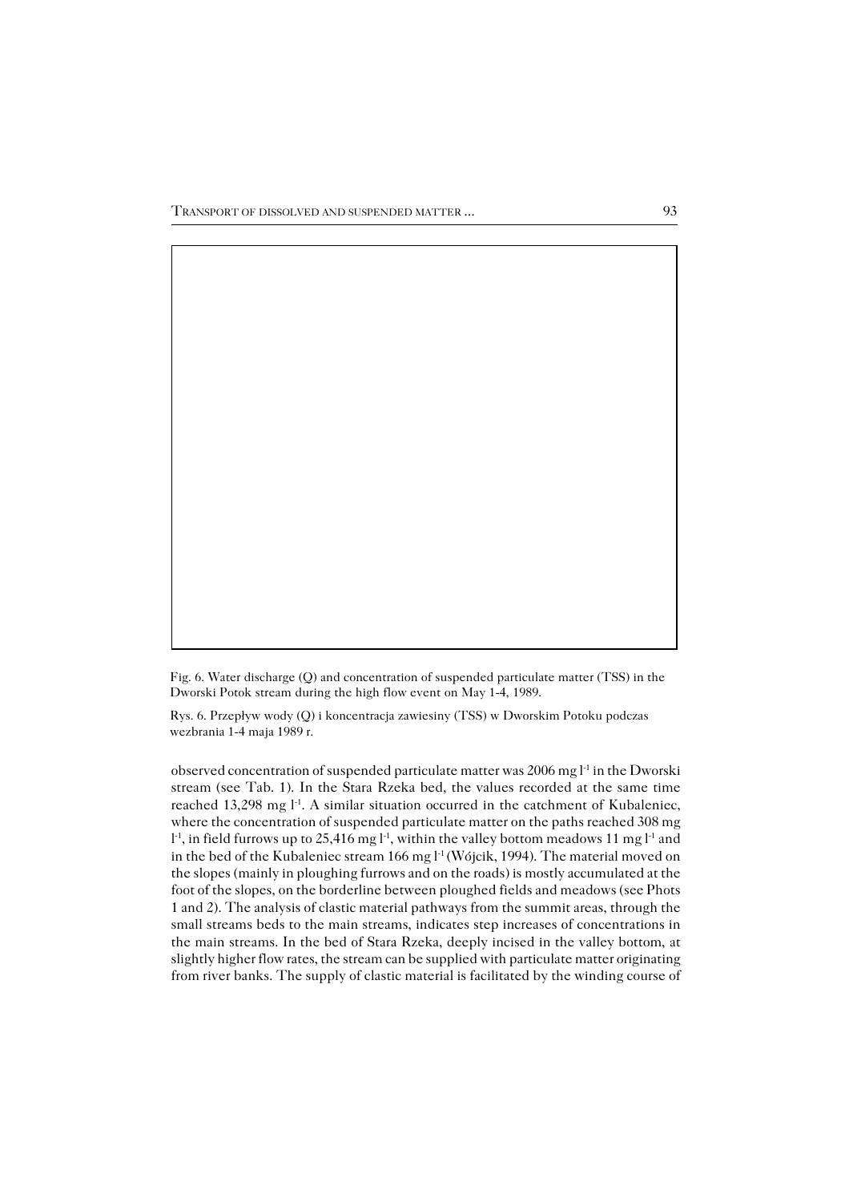Fig. 6. Water discharge (Q) and concentration of suspended particulate matter (TSS) in the Dworski Potok stream during the high flow event on May 1-4, 1989.

Rys. 6. Przepływ wody (Q) i koncentracja zawiesiny (TSS) w Dworskim Potoku podczas wezbrania 1-4 maja 1989 r.

observed concentration of suspended particulate matter was 2006 mg $l^{-1}$ in the Dworski stream (see Tab. 1). In the Stara Rzeka bed, the values recorded at the same time reached 13,298 mg $l^{-1}$. A similar situation occurred in the catchment of Kubaleniec, where the concentration of suspended particulate matter on the paths reached 308 mg $l^{-1}$, in field furrows up to 25,416 mg $l^{-1}$, within the valley bottom meadows 11 mg $l^{-1}$ and in the bed of the Kubaleniec stream 166 mg $l^{-1}$ (Wójcik, 1994). The material moved on the slopes (mainly in ploughing furrows and on the roads) is mostly accumulated at the foot of the slopes, on the borderline between ploughed fields and meadows (see Phots 1 and 2). The analysis of clastic material pathways from the summit areas, through the small streams beds to the main streams, indicates step increases of concentrations in the main streams. In the bed of Stara Rzeka, deeply incised in the valley bottom, at slightly higher flow rates, the stream can be supplied with particulate matter originating from river banks. The supply of clastic material is facilitated by the winding course of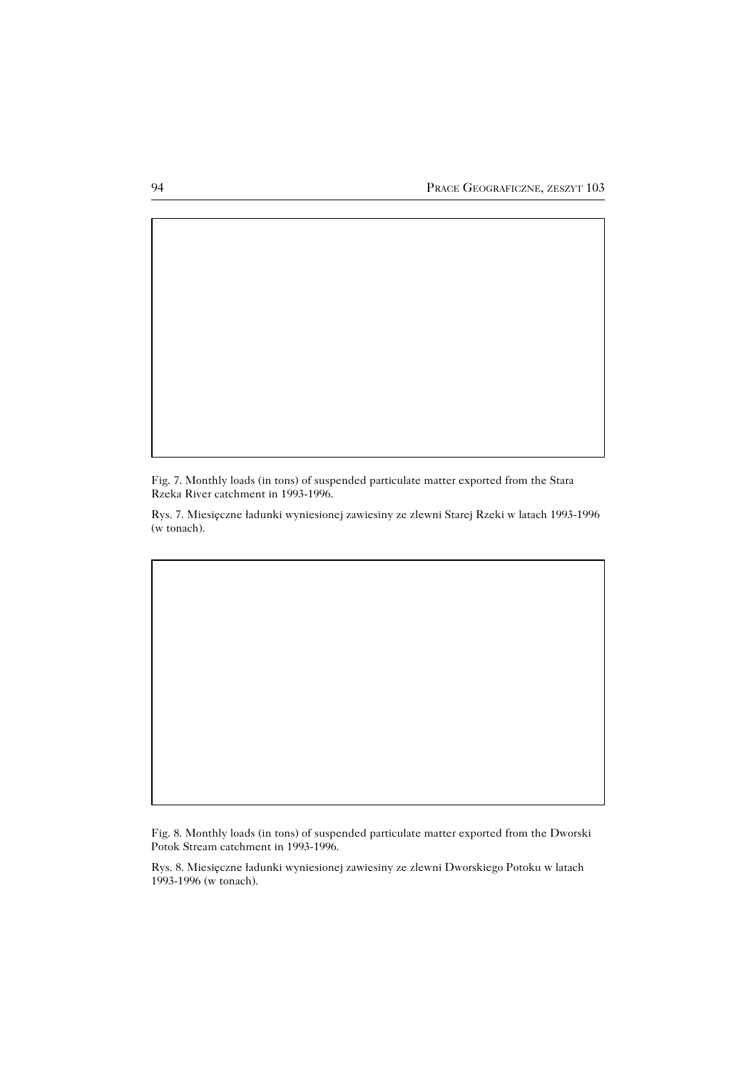Fig. 7. Monthly loads (in tons) of suspended particulate matter exported from the Stara Rzeka River catchment in 1993-1996.

Rys. 7. Miesięczne ładunki wyniesionej zawiesiny ze zlewni Starej Rzeki w latach 1993-1996 (w tonach).

Fig. 8. Monthly loads (in tons) of suspended particulate matter exported from the Dworski Potok Stream catchment in 1993-1996.

Rys. 8. Miesięczne ładunki wyniesionej zawiesiny ze zlewni Dworskiego Potoku w latach 1993-1996 (w tonach).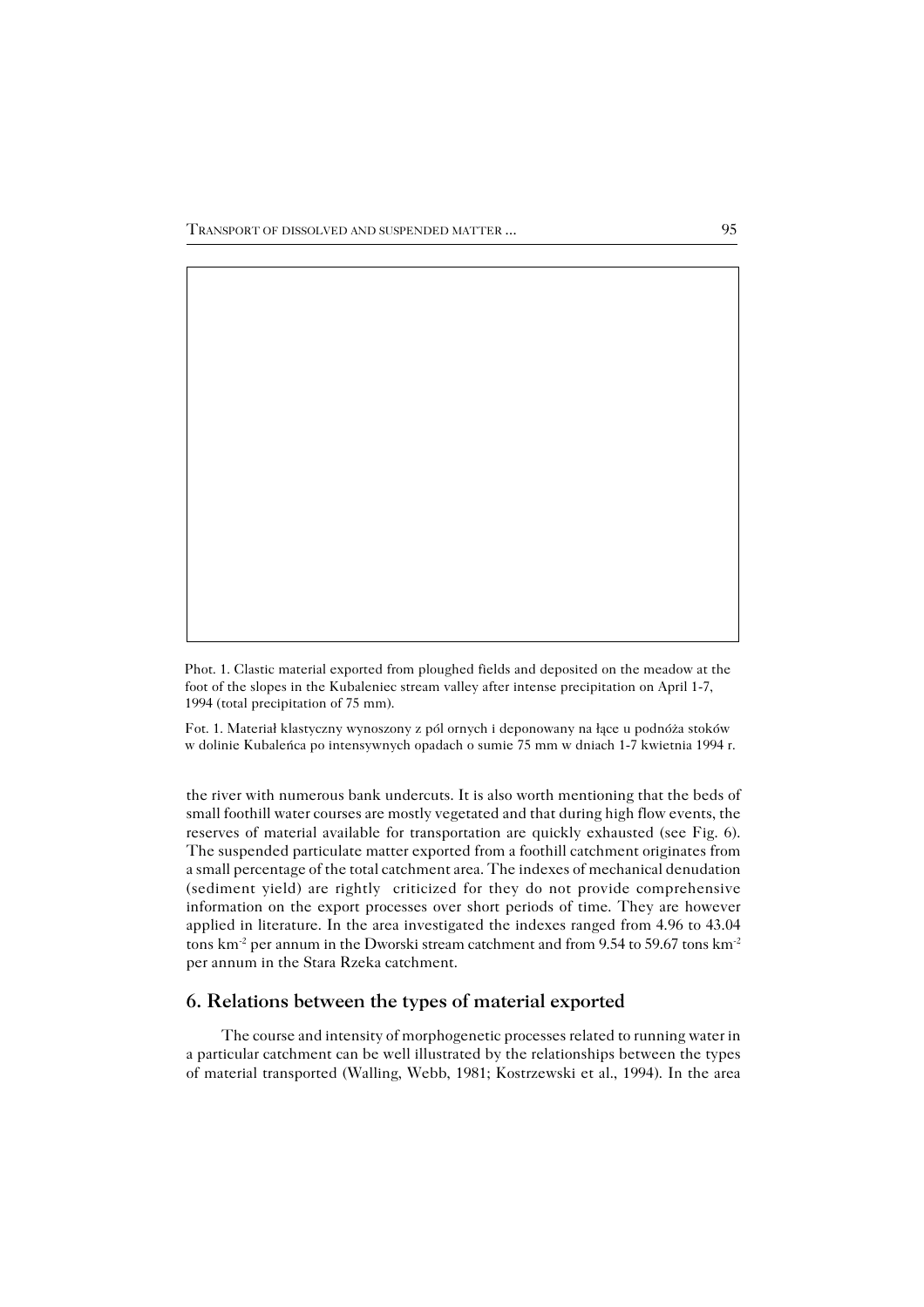Phot. 1. Clastic material exported from ploughed fields and deposited on the meadow at the foot of the slopes in the Kubaleniec stream valley after intense precipitation on April 1-7, 1994 (total precipitation of 75 mm).

Fot. 1. Materiał klastyczny wynoszony z pól ornych i deponowany na łące u podnóża stoków w dolinie Kubaleńca po intensywnych opadach o sumie 75 mm w dniach 1-7 kwietnia 1994 r.

the river with numerous bank undercuts. It is also worth mentioning that the beds of small foothill water courses are mostly vegetated and that during high flow events, the reserves of material available for transportation are quickly exhausted (see Fig. 6). The suspended particulate matter exported from a foothill catchment originates from a small percentage of the total catchment area. The indexes of mechanical denudation (sediment yield) are rightly criticized for they do not provide comprehensive information on the export processes over short periods of time. They are however applied in literature. In the area investigated the indexes ranged from 4.96 to 43.04 tons km$^{-2}$ per annum in the Dworski stream catchment and from 9.54 to 59.67 tons km$^{-2}$ per annum in the Stara Rzeka catchment.

## 6. Relations between the types of material exported

The course and intensity of morphogenetic processes related to running water in a particular catchment can be well illustrated by the relationships between the types of material transported (Walling, Webb, 1981; Kostrzewski et al., 1994). In the area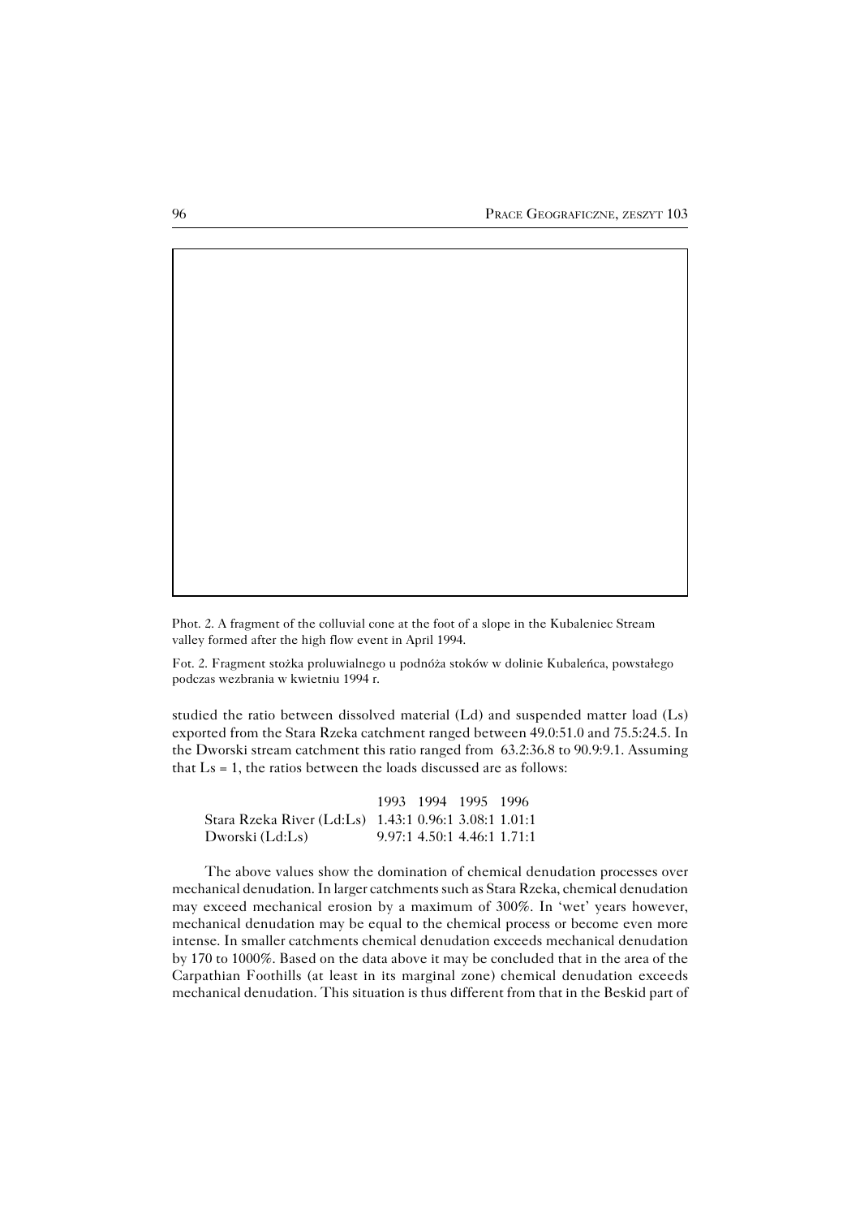Phot. 2. A fragment of the colluvial cone at the foot of a slope in the Kubaleniec Stream valley formed after the high flow event in April 1994.

Fot. 2. Fragment stożka proluwialnego u podnóża stoków w dolinie Kubaleńca, powstałego podczas wezbrania w kwietniu 1994 r.

studied the ratio between dissolved material (Ld) and suspended matter load (Ls) exported from the Stara Rzeka catchment ranged between 49.0:51.0 and 75.5:24.5. In the Dworski stream catchment this ratio ranged from 63.2:36.8 to 90.9:9.1. Assuming that Ls = 1, the ratios between the loads discussed are as follows:

| | 1993 | 1994 | 1995 | 1996 |
|---|---|---|---|---|
| Stara Rzeka River (Ld:Ls) | 1.43:1 | 0.96:1 | 3.08:1 | 1.01:1 |
| Dworski (Ld:Ls) | 9.97:1 | 4.50:1 | 4.46:1 | 1.71:1 |

The above values show the domination of chemical denudation processes over mechanical denudation. In larger catchments such as Stara Rzeka, chemical denudation may exceed mechanical erosion by a maximum of 300%. In 'wet' years however, mechanical denudation may be equal to the chemical process or become even more intense. In smaller catchments chemical denudation exceeds mechanical denudation by 170 to 1000%. Based on the data above it may be concluded that in the area of the Carpathian Foothills (at least in its marginal zone) chemical denudation exceeds mechanical denudation. This situation is thus different from that in the Beskid part of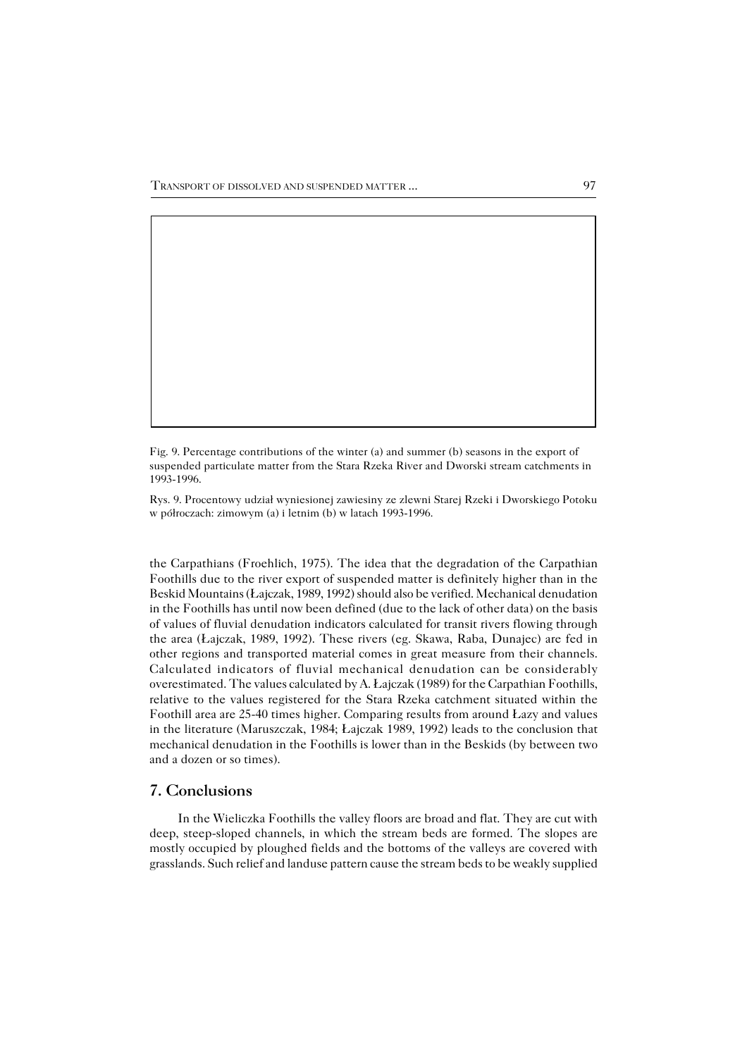Fig. 9. Percentage contributions of the winter (a) and summer (b) seasons in the export of suspended particulate matter from the Stara Rzeka River and Dworski stream catchments in 1993-1996.

Rys. 9. Procentowy udział wyniesionej zawiesiny ze zlewni Starej Rzeki i Dworskiego Potoku w półroczach: zimowym (a) i letnim (b) w latach 1993-1996.

the Carpathians (Froehlich, 1975). The idea that the degradation of the Carpathian Foothills due to the river export of suspended matter is definitely higher than in the Beskid Mountains (Łajczak, 1989, 1992) should also be verified. Mechanical denudation in the Foothills has until now been defined (due to the lack of other data) on the basis of values of fluvial denudation indicators calculated for transit rivers flowing through the area (Łajczak, 1989, 1992). These rivers (eg. Skawa, Raba, Dunajec) are fed in other regions and transported material comes in great measure from their channels. Calculated indicators of fluvial mechanical denudation can be considerably overestimated. The values calculated by A. Łajczak (1989) for the Carpathian Foothills, relative to the values registered for the Stara Rzeka catchment situated within the Foothill area are 25-40 times higher. Comparing results from around Łazy and values in the literature (Maruszczak, 1984; Łajczak 1989, 1992) leads to the conclusion that mechanical denudation in the Foothills is lower than in the Beskids (by between two and a dozen or so times).

## 7. Conclusions

In the Wieliczka Foothills the valley floors are broad and flat. They are cut with deep, steep-sloped channels, in which the stream beds are formed. The slopes are mostly occupied by ploughed fields and the bottoms of the valleys are covered with grasslands. Such relief and landuse pattern cause the stream beds to be weakly supplied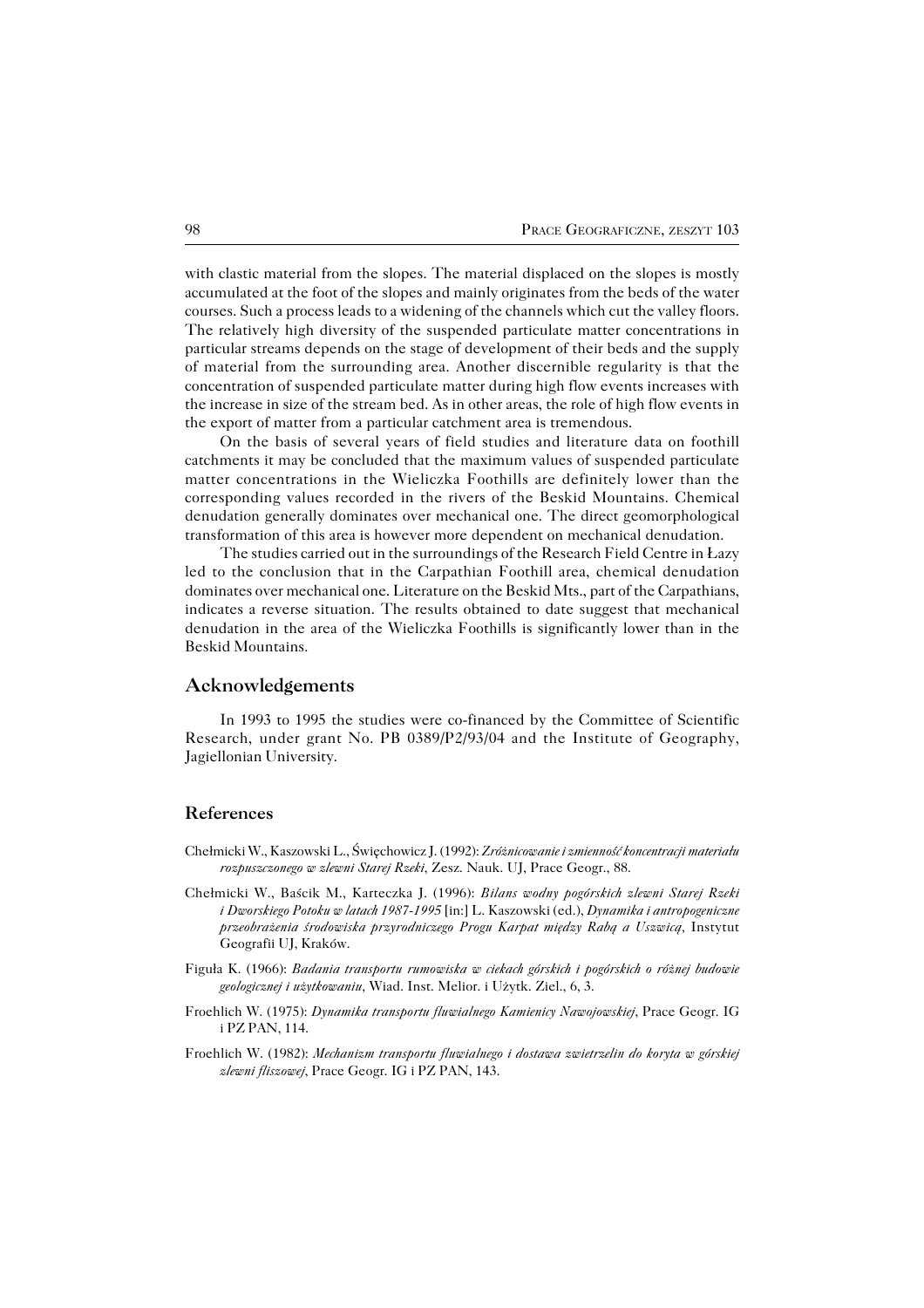with clastic material from the slopes. The material displaced on the slopes is mostly accumulated at the foot of the slopes and mainly originates from the beds of the water courses. Such a process leads to a widening of the channels which cut the valley floors. The relatively high diversity of the suspended particulate matter concentrations in particular streams depends on the stage of development of their beds and the supply of material from the surrounding area. Another discernible regularity is that the concentration of suspended particulate matter during high flow events increases with the increase in size of the stream bed. As in other areas, the role of high flow events in the export of matter from a particular catchment area is tremendous.

On the basis of several years of field studies and literature data on foothill catchments it may be concluded that the maximum values of suspended particulate matter concentrations in the Wieliczka Foothills are definitely lower than the corresponding values recorded in the rivers of the Beskid Mountains. Chemical denudation generally dominates over mechanical one. The direct geomorphological transformation of this area is however more dependent on mechanical denudation.

The studies carried out in the surroundings of the Research Field Centre in Łazy led to the conclusion that in the Carpathian Foothill area, chemical denudation dominates over mechanical one. Literature on the Beskid Mts., part of the Carpathians, indicates a reverse situation. The results obtained to date suggest that mechanical denudation in the area of the Wieliczka Foothills is significantly lower than in the Beskid Mountains.

## Acknowledgements

In 1993 to 1995 the studies were co-financed by the Committee of Scientific Research, under grant No. PB 0389/P2/93/04 and the Institute of Geography, Jagiellonian University.

## References

Chełmicki W., Kaszowski L., Święchowicz J. (1992): *Zróżnicowanie i zmienność koncentracji materiału rozpuszczonego w zlewni Starej Rzeki*, Zesz. Nauk. UJ, Prace Geogr., 88.

Chełmicki W., Baścik M., Karteczka J. (1996): *Bilans wodny pogórskich zlewni Starej Rzeki i Dworskiego Potoku w latach 1987-1995* [in:] L. Kaszowski (ed.), *Dynamika i antropogeniczne przeobrażenia środowiska przyrodniczego Progu Karpat między Rabą a Uszwicą*, Instytut Geografii UJ, Kraków.

Figuła K. (1966): *Badania transportu rumowiska w ciekach górskich i pogórskich o różnej budowie geologicznej i użytkowaniu*, Wiad. Inst. Melior. i Użytk. Ziel., 6, 3.

Froehlich W. (1975): *Dynamika transportu fluwialnego Kamienicy Nawojowskiej*, Prace Geogr. IG i PZ PAN, 114.

Froehlich W. (1982): *Mechanizm transportu fluwialnego i dostawa zwietrzelin do koryta w górskiej zlewni fliszowej*, Prace Geogr. IG i PZ PAN, 143.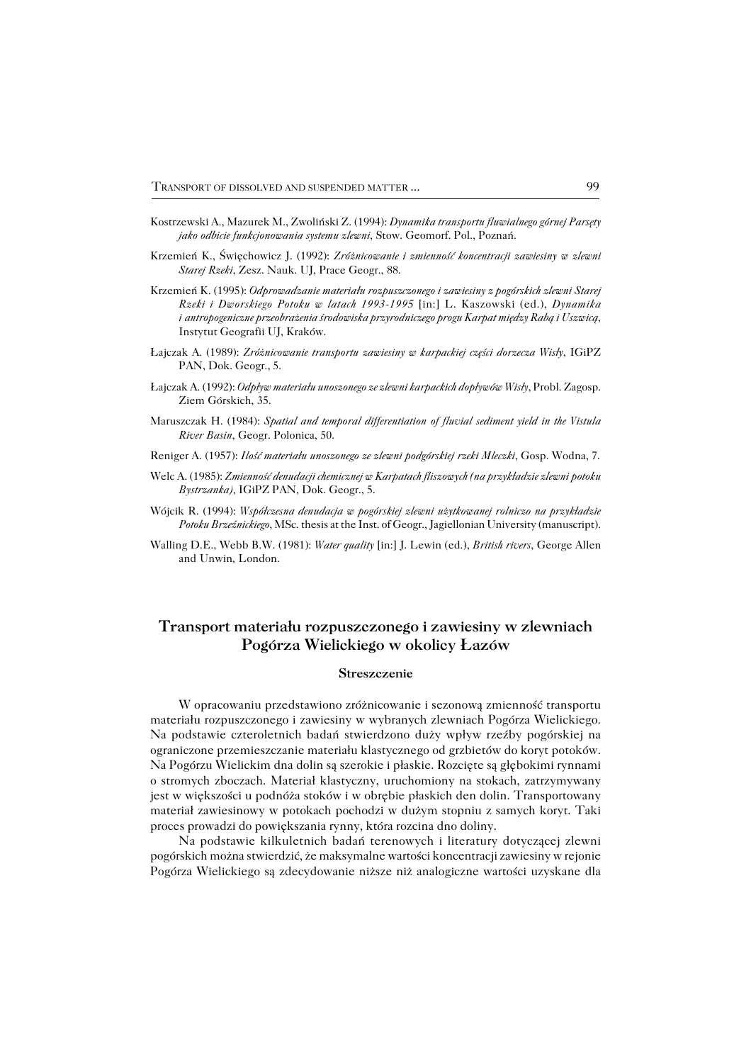Kostrzewski A., Mazurek M., Zwoliński Z. (1994): *Dynamika transportu fluwialnego górnej Parsęty jako odbicie funkcjonowania systemu zlewni*, Stow. Geomorf. Pol., Poznań.

Krzemień K., Święchowicz J. (1992): *Zróżnicowanie i zmienność koncentracji zawiesiny w zlewni Starej Rzeki*, Zesz. Nauk. UJ, Prace Geogr., 88.

Krzemień K. (1995): *Odprowadzanie materiału rozpuszczonego i zawiesiny z pogórskich zlewni Starej Rzeki i Dworskiego Potoku w latach 1993-1995* [in:] L. Kaszowski (ed.), *Dynamika i antropogeniczne przeobrażenia środowiska przyrodniczego progu Karpat między Rabą i Uszwicą*, Instytut Geografii UJ, Kraków.

Łajczak A. (1989): *Zróżnicowanie transportu zawiesiny w karpackiej części dorzecza Wisły*, IGiPZ PAN, Dok. Geogr., 5.

Łajczak A. (1992): *Odpływ materiału unoszonego ze zlewni karpackich dopływów Wisły*, Probl. Zagosp. Ziem Górskich, 35.

Maruszczak H. (1984): *Spatial and temporal differentiation of fluvial sediment yield in the Vistula River Basin*, Geogr. Polonica, 50.

Reniger A. (1957): *Ilość materiału unoszonego ze zlewni podgórskiej rzeki Mleczki*, Gosp. Wodna, 7.

Welc A. (1985): *Zmienność denudacji chemicznej w Karpatach fliszowych (na przykładzie zlewni potoku Bystrzanka)*, IGiPZ PAN, Dok. Geogr., 5.

Wójcik R. (1994): *Współczesna denudacja w pogórskiej zlewni użytkowanej rolniczo na przykładzie Potoku Brzeźnickiego*, MSc. thesis at the Inst. of Geogr., Jagiellonian University (manuscript).

Walling D.E., Webb B.W. (1981): *Water quality* [in:] J. Lewin (ed.), *British rivers*, George Allen and Unwin, London.

## Transport materiału rozpuszczonego i zawiesiny w zlewniach Pogórza Wielickiego w okolicy Łazów

### Streszczenie

W opracowaniu przedstawiono zróżnicowanie i sezonową zmienność transportu materiału rozpuszczonego i zawiesiny w wybranych zlewniach Pogórza Wielickiego. Na podstawie czteroletnich badań stwierdzono duży wpływ rzeźby pogórskiej na ograniczone przemieszczanie materiału klastycznego od grzbietów do koryt potoków. Na Pogórzu Wielickim dna dolin są szerokie i płaskie. Rozcięte są głębokimi rynnami o stromych zboczach. Materiał klastyczny, uruchomiony na stokach, zatrzymywany jest w większości u podnóża stoków i w obrębie płaskich den dolin. Transportowany materiał zawiesinowy w potokach pochodzi w dużym stopniu z samych koryt. Taki proces prowadzi do powiększania rynny, która rozcina dno doliny.

Na podstawie kilkuletnich badań terenowych i literatury dotyczącej zlewni pogórskich można stwierdzić, że maksymalne wartości koncentracji zawiesiny w rejonie Pogórza Wielickiego są zdecydowanie niższe niż analogiczne wartości uzyskane dla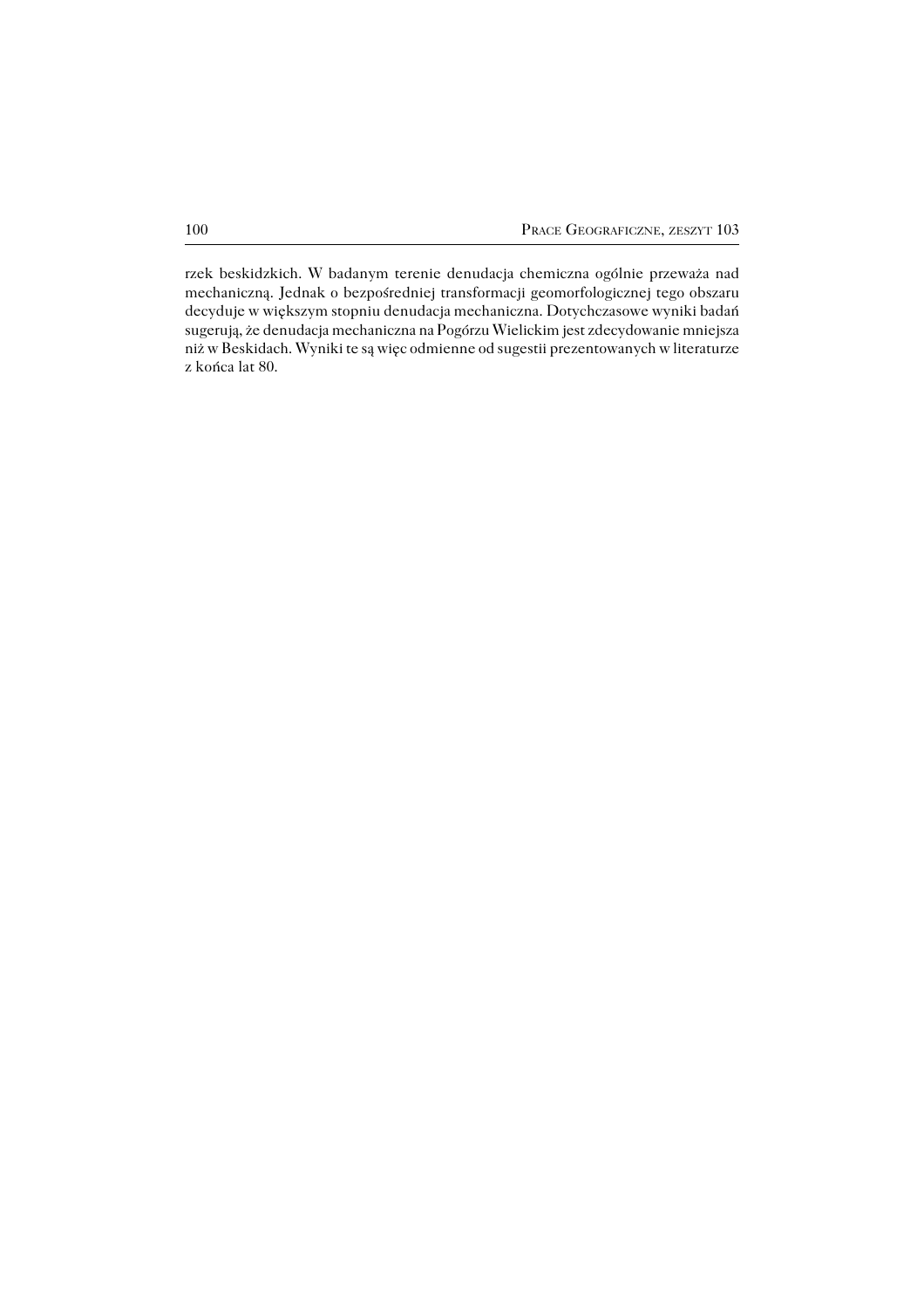rzek beskidzkich. W badanym terenie denudacja chemiczna ogólnie przeważa nad mechaniczną. Jednak o bezpośredniej transformacji geomorfologicznej tego obszaru decyduje w większym stopniu denudacja mechaniczna. Dotychczasowe wyniki badań sugerują, że denudacja mechaniczna na Pogórzu Wielickim jest zdecydowanie mniejsza niż w Beskidach. Wyniki te są więc odmienne od sugestii prezentowanych w literaturze z końca lat 80.